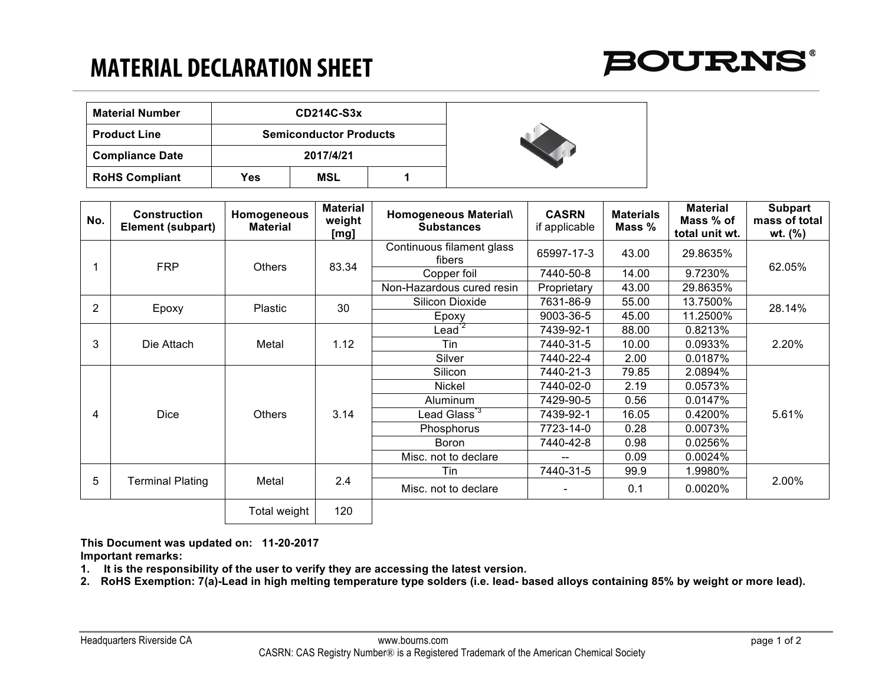# MATERIAL DECLARATION SHEET

BOURNS®

| Material Number | CD214C-S3x | | |
|---|---|---|---|
| Product Line | Semiconductor Products | | |
| Compliance Date | 2017/4/21 | | |
| RoHS Compliant | Yes | MSL | 1 |

| No. | Construction Element (subpart) | Homogeneous Material | Material weight [mg] | Homogeneous Material\ Substances | CASRN if applicable | Materials Mass % | Material Mass % of total unit wt. | Subpart mass of total wt. (%) |
|---|---|---|---|---|---|---|---|---|
| 1 | FRP | Others | 83.34 | Continuous filament glass fibers | 65997-17-3 | 43.00 | 29.8635% | 62.05% |
| | | | | Copper foil | 7440-50-8 | 14.00 | 9.7230% | |
| | | | | Non-Hazardous cured resin | Proprietary | 43.00 | 29.8635% | |
| 2 | Epoxy | Plastic | 30 | Silicon Dioxide | 7631-86-9 | 55.00 | 13.7500% | 28.14% |
| | | | | Epoxy | 9003-36-5 | 45.00 | 11.2500% | |
| 3 | Die Attach | Metal | 1.12 | Lead*2 | 7439-92-1 | 88.00 | 0.8213% | 2.20% |
| | | | | Tin | 7440-31-5 | 10.00 | 0.0933% | |
| | | | | Silver | 7440-22-4 | 2.00 | 0.0187% | |
| 4 | Dice | Others | 3.14 | Silicon | 7440-21-3 | 79.85 | 2.0894% | 5.61% |
| | | | | Nickel | 7440-02-0 | 2.19 | 0.0573% | |
| | | | | Aluminum | 7429-90-5 | 0.56 | 0.0147% | |
| | | | | Lead Glass*3 | 7439-92-1 | 16.05 | 0.4200% | |
| | | | | Phosphorus | 7723-14-0 | 0.28 | 0.0073% | |
| | | | | Boron | 7440-42-8 | 0.98 | 0.0256% | |
| | | | | Misc. not to declare | -- | 0.09 | 0.0024% | |
| 5 | Terminal Plating | Metal | 2.4 | Tin | 7440-31-5 | 99.9 | 1.9980% | 2.00% |
| | | | | Misc. not to declare | - | 0.1 | 0.0020% | |
| | | Total weight | 120 | | | | | |

**This Document was updated on: 11-20-2017**

**Important remarks:**

1. **It is the responsibility of the user to verify they are accessing the latest version.**
2. **RoHS Exemption: 7(a)-Lead in high melting temperature type solders (i.e. lead- based alloys containing 85% by weight or more lead).**

Headquarters Riverside CA www.bourns.com

CASRN: CAS Registry Number® is a Registered Trademark of the American Chemical Society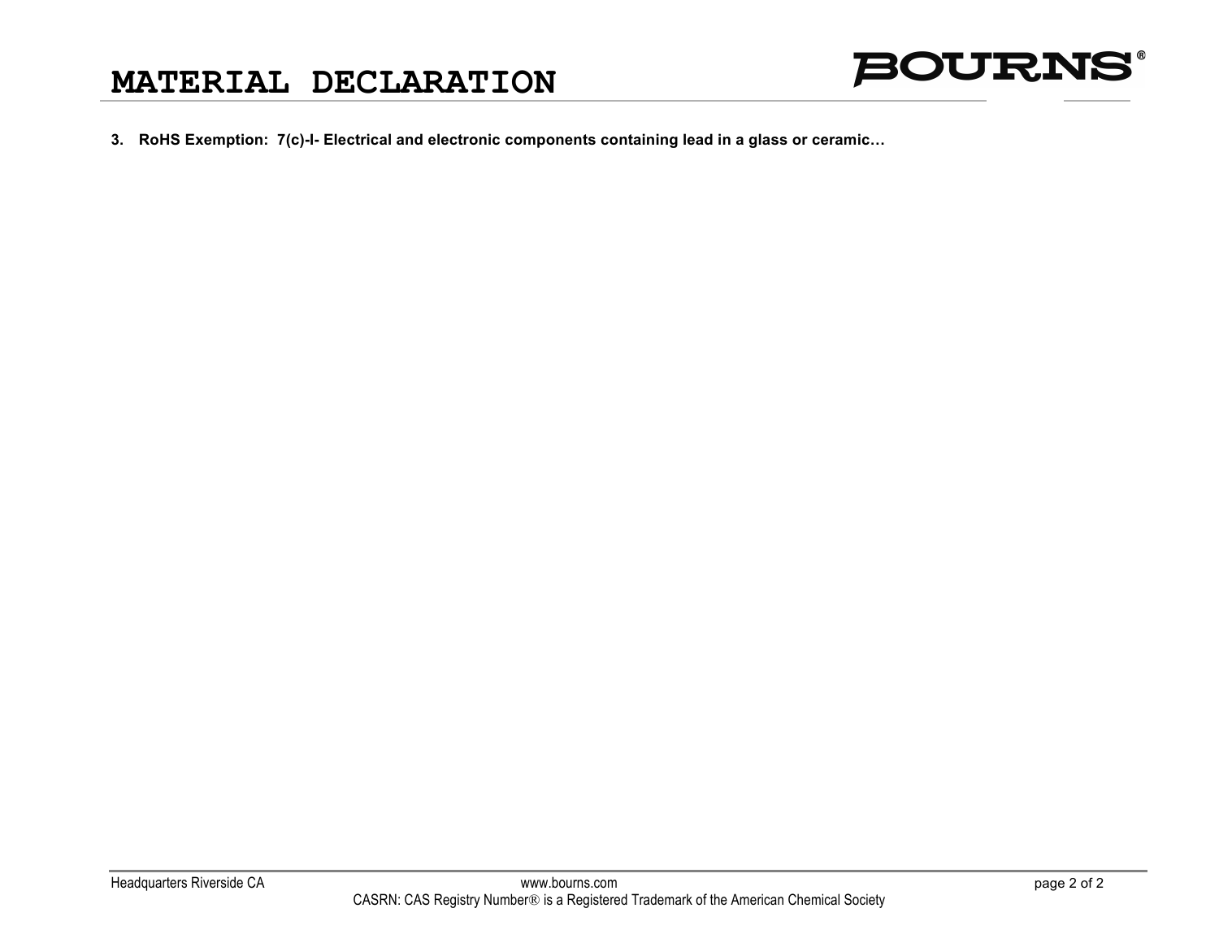3. **RoHS Exemption: 7(c)-I- Electrical and electronic components containing lead in a glass or ceramic…**